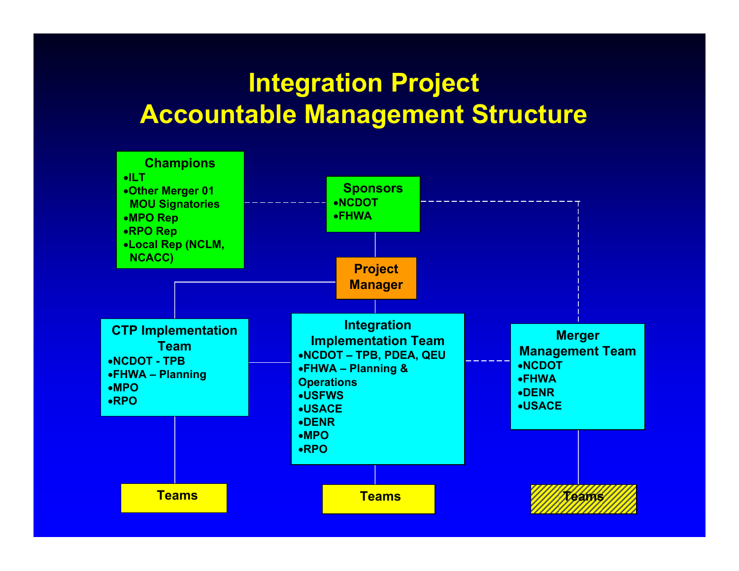# Integration Project
# Accountable Management Structure

**Champions**
- ILT
- Other Merger 01 MOU Signatories
- MPO Rep
- RPO Rep
- Local Rep (NCLM, NCACC)

**Sponsors**
- NCDOT
- FHWA

**Project Manager**

**CTP Implementation Team**
- NCDOT - TPB
- FHWA – Planning
- MPO
- RPO

**Integration Implementation Team**
- NCDOT – TPB, PDEA, QEU
- FHWA – Planning & Operations
- USFWS
- USACE
- DENR
- MPO
- RPO

**Merger Management Team**
- NCDOT
- FHWA
- DENR
- USACE

**Teams**

**Teams**

**Teams**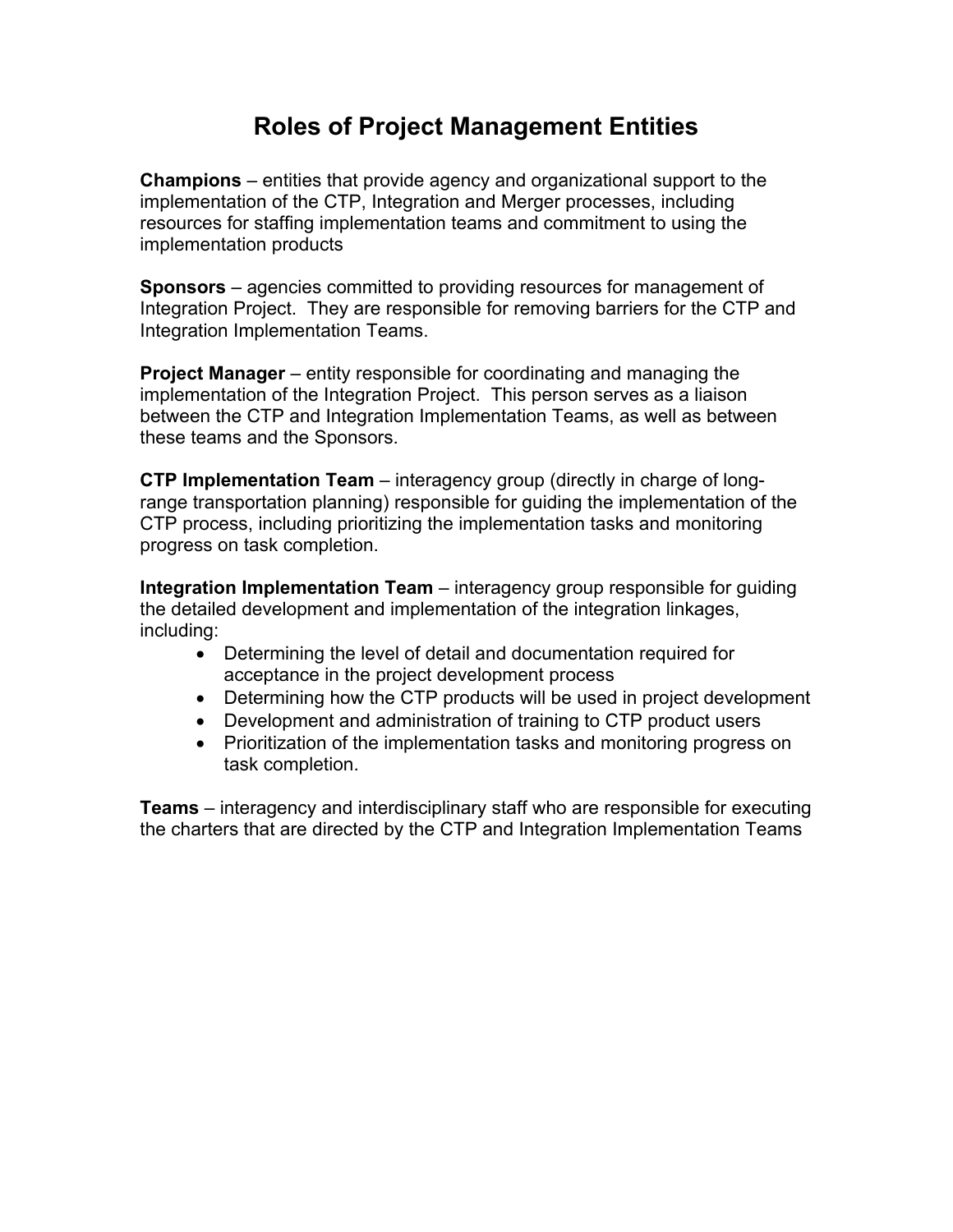# Roles of Project Management Entities

**Champions** – entities that provide agency and organizational support to the implementation of the CTP, Integration and Merger processes, including resources for staffing implementation teams and commitment to using the implementation products

**Sponsors** – agencies committed to providing resources for management of Integration Project. They are responsible for removing barriers for the CTP and Integration Implementation Teams.

**Project Manager** – entity responsible for coordinating and managing the implementation of the Integration Project. This person serves as a liaison between the CTP and Integration Implementation Teams, as well as between these teams and the Sponsors.

**CTP Implementation Team** – interagency group (directly in charge of long-range transportation planning) responsible for guiding the implementation of the CTP process, including prioritizing the implementation tasks and monitoring progress on task completion.

**Integration Implementation Team** – interagency group responsible for guiding the detailed development and implementation of the integration linkages, including:

- Determining the level of detail and documentation required for acceptance in the project development process
- Determining how the CTP products will be used in project development
- Development and administration of training to CTP product users
- Prioritization of the implementation tasks and monitoring progress on task completion.

**Teams** – interagency and interdisciplinary staff who are responsible for executing the charters that are directed by the CTP and Integration Implementation Teams